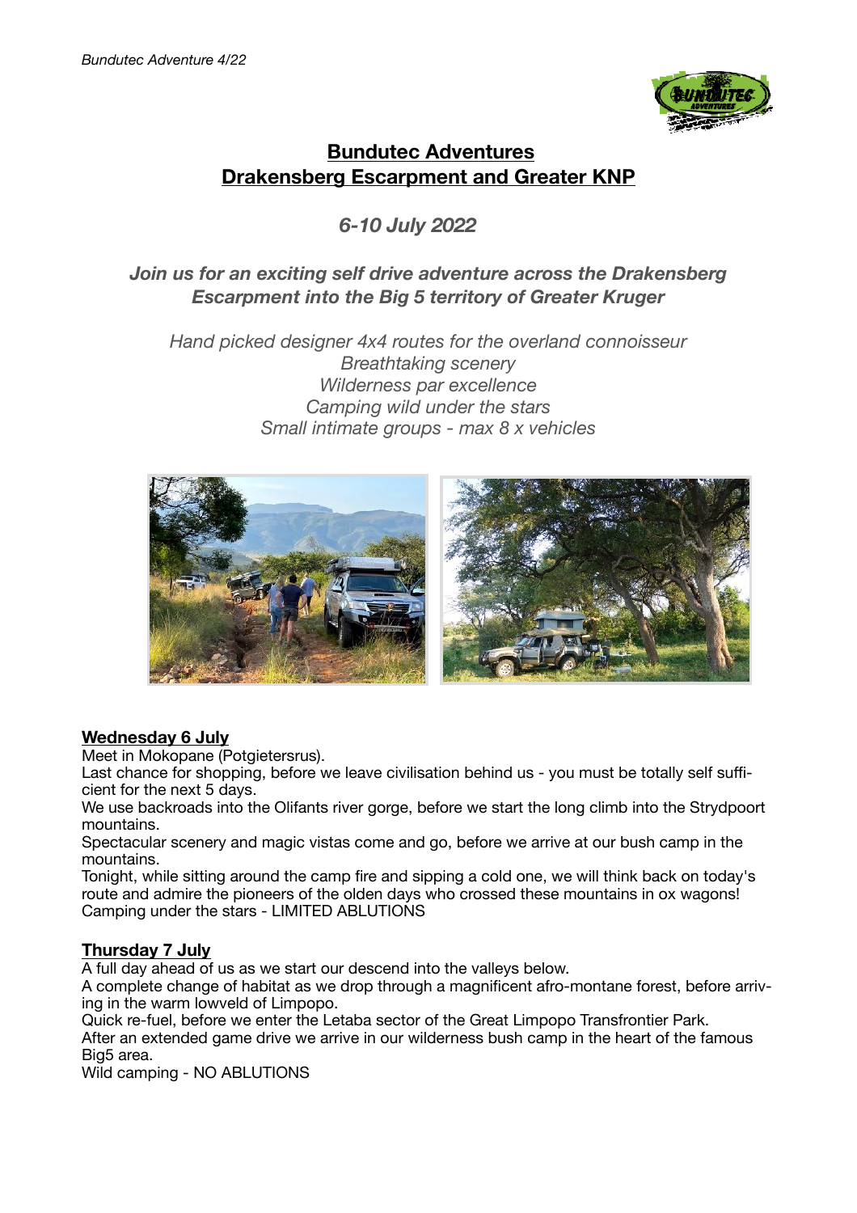# Bundutec Adventures
## Drakensberg Escarpment and Greater KNP

*6-10 July 2022*

***Join us for an exciting self drive adventure across the Drakensberg Escarpment into the Big 5 territory of Greater Kruger***

*Hand picked designer 4x4 routes for the overland connoisseur*
*Breathtaking scenery*
*Wilderness par excellence*
*Camping wild under the stars*
*Small intimate groups - max 8 x vehicles*

### Wednesday 6 July

Meet in Mokopane (Potgietersrus).
Last chance for shopping, before we leave civilisation behind us - you must be totally self sufficient for the next 5 days.
We use backroads into the Olifants river gorge, before we start the long climb into the Strydpoort mountains.
Spectacular scenery and magic vistas come and go, before we arrive at our bush camp in the mountains.
Tonight, while sitting around the camp fire and sipping a cold one, we will think back on today's route and admire the pioneers of the olden days who crossed these mountains in ox wagons!
Camping under the stars - LIMITED ABLUTIONS

### Thursday 7 July

A full day ahead of us as we start our descend into the valleys below.
A complete change of habitat as we drop through a magnificent afro-montane forest, before arriving in the warm lowveld of Limpopo.
Quick re-fuel, before we enter the Letaba sector of the Great Limpopo Transfrontier Park.
After an extended game drive we arrive in our wilderness bush camp in the heart of the famous Big5 area.
Wild camping - NO ABLUTIONS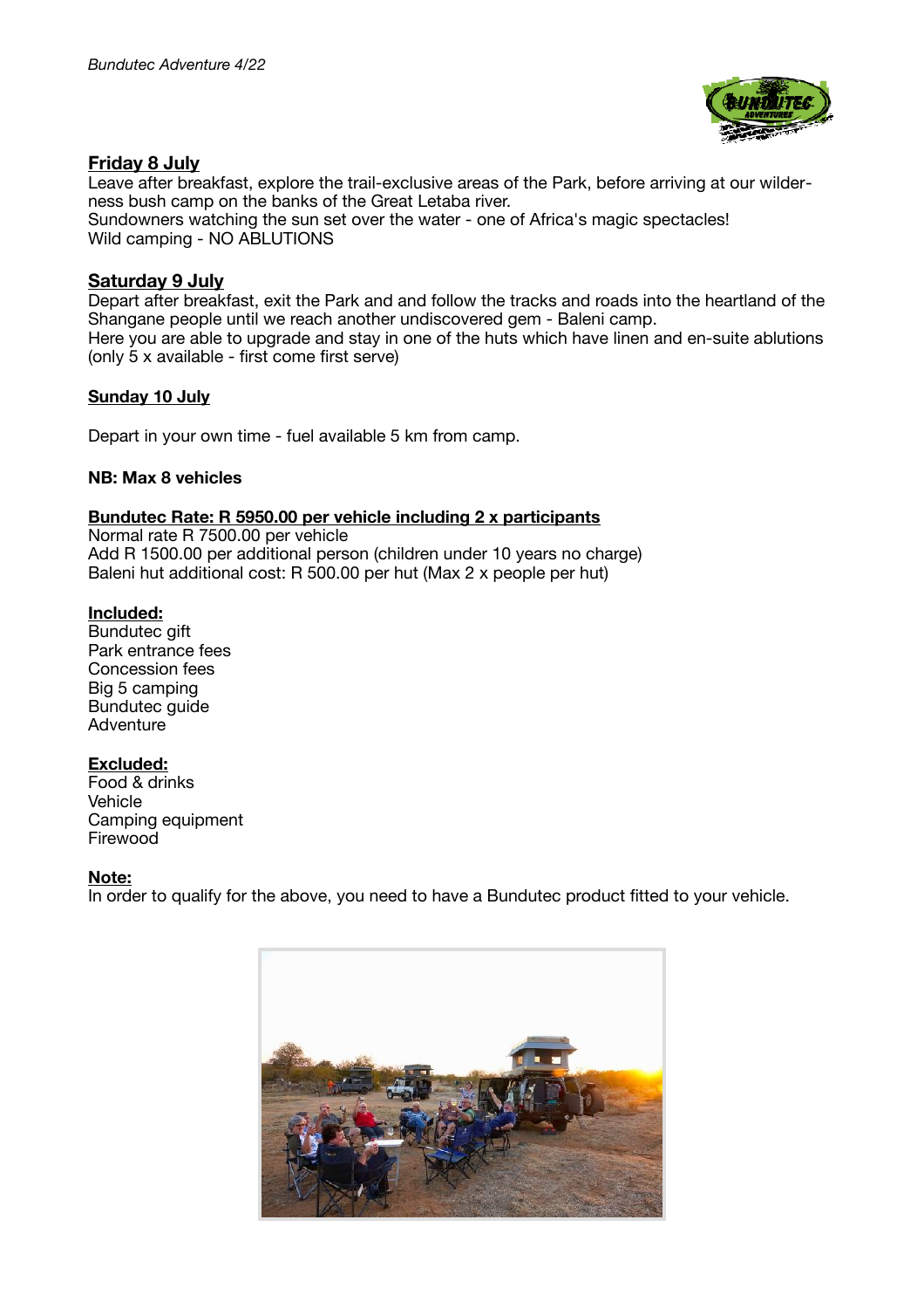**Friday 8 July**
Leave after breakfast, explore the trail-exclusive areas of the Park, before arriving at our wilderness bush camp on the banks of the Great Letaba river.
Sundowners watching the sun set over the water - one of Africa's magic spectacles!
Wild camping - NO ABLUTIONS

**Saturday 9 July**
Depart after breakfast, exit the Park and and follow the tracks and roads into the heartland of the Shangane people until we reach another undiscovered gem - Baleni camp.
Here you are able to upgrade and stay in one of the huts which have linen and en-suite ablutions (only 5 x available - first come first serve)

**Sunday 10 July**

Depart in your own time - fuel available 5 km from camp.

**NB: Max 8 vehicles**

**Bundutec Rate: R 5950.00 per vehicle including 2 x participants**
Normal rate R 7500.00 per vehicle
Add R 1500.00 per additional person (children under 10 years no charge)
Baleni hut additional cost: R 500.00 per hut (Max 2 x people per hut)

**Included:**
Bundutec gift
Park entrance fees
Concession fees
Big 5 camping
Bundutec guide
Adventure

**Excluded:**
Food & drinks
Vehicle
Camping equipment
Firewood

**Note:**
In order to qualify for the above, you need to have a Bundutec product fitted to your vehicle.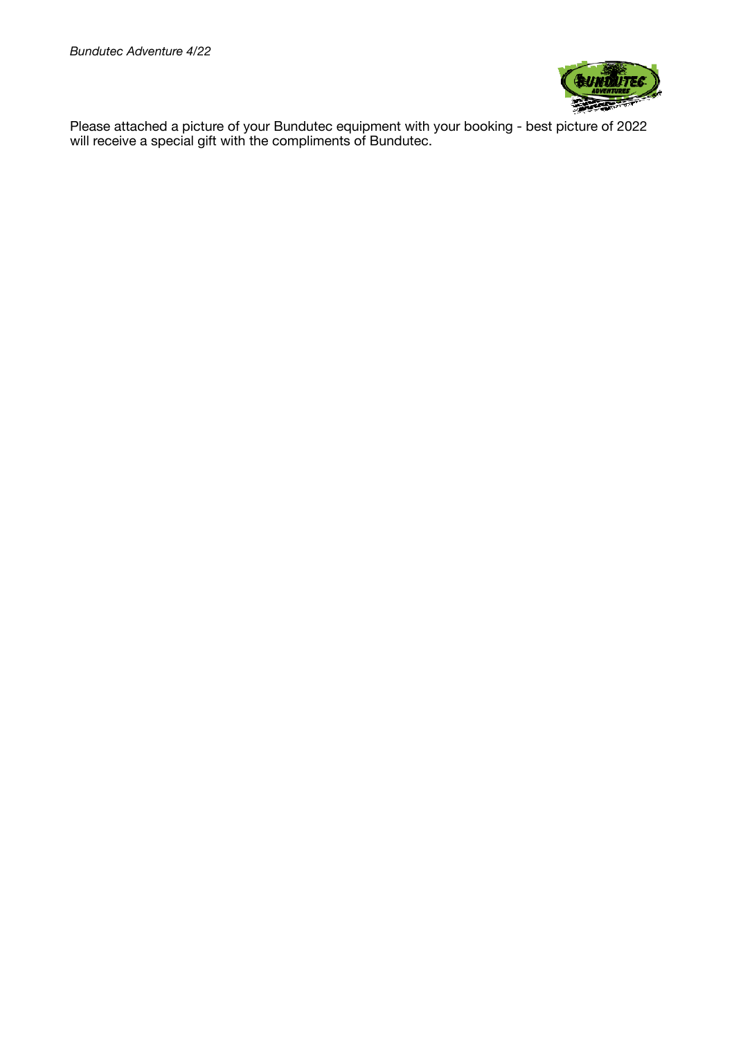Please attached a picture of your Bundutec equipment with your booking - best picture of 2022 will receive a special gift with the compliments of Bundutec.